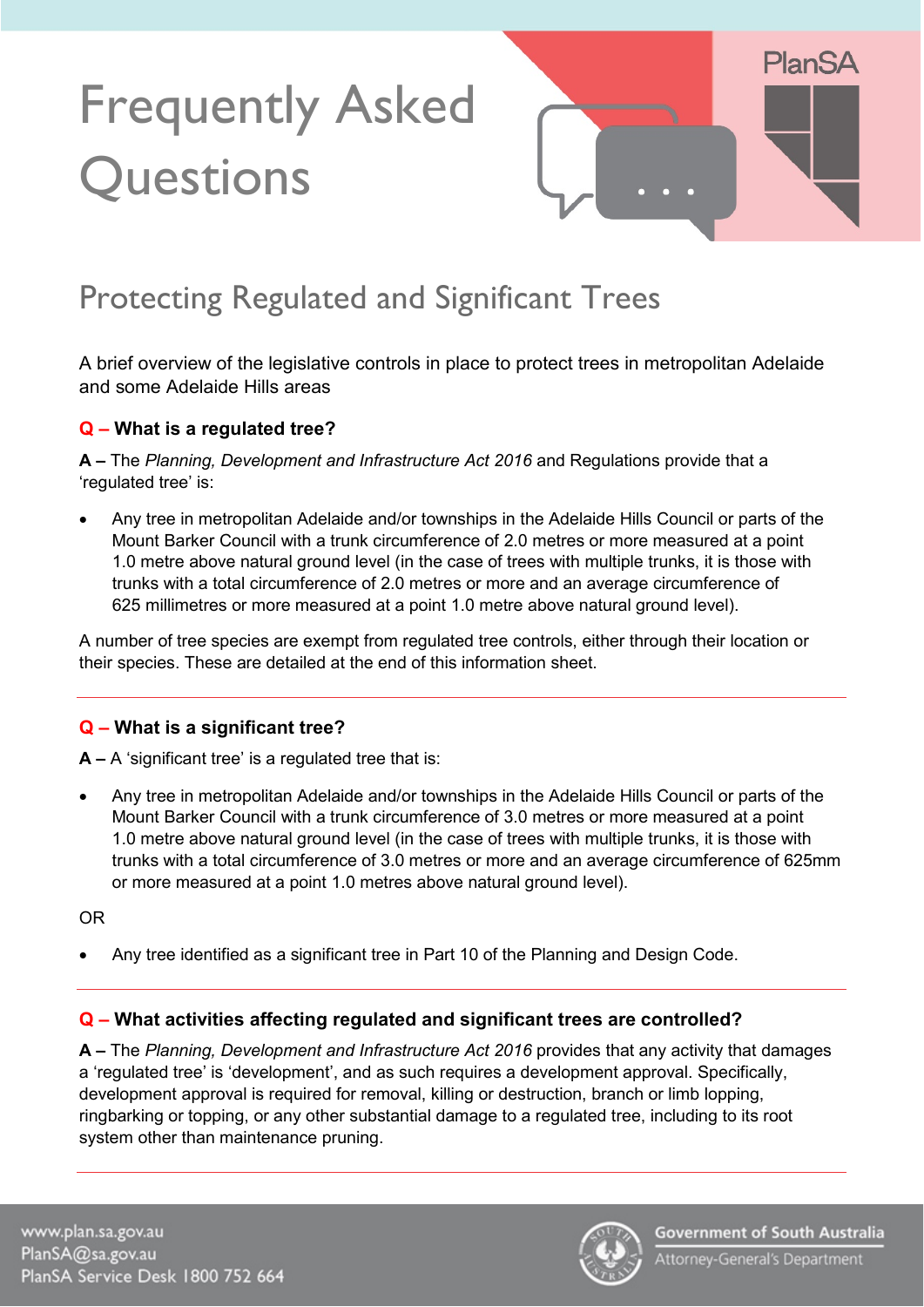# Frequently Asked Questions

## Protecting Regulated and Significant Trees

A brief overview of the legislative controls in place to protect trees in metropolitan Adelaide and some Adelaide Hills areas

### Q – What is a regulated tree?

**A –** The *Planning, Development and Infrastructure Act 2016* and Regulations provide that a 'regulated tree' is:

- Any tree in metropolitan Adelaide and/or townships in the Adelaide Hills Council or parts of the Mount Barker Council with a trunk circumference of 2.0 metres or more measured at a point 1.0 metre above natural ground level (in the case of trees with multiple trunks, it is those with trunks with a total circumference of 2.0 metres or more and an average circumference of 625 millimetres or more measured at a point 1.0 metre above natural ground level).

A number of tree species are exempt from regulated tree controls, either through their location or their species. These are detailed at the end of this information sheet.

---

### Q – What is a significant tree?

**A –** A 'significant tree' is a regulated tree that is:

- Any tree in metropolitan Adelaide and/or townships in the Adelaide Hills Council or parts of the Mount Barker Council with a trunk circumference of 3.0 metres or more measured at a point 1.0 metre above natural ground level (in the case of trees with multiple trunks, it is those with trunks with a total circumference of 3.0 metres or more and an average circumference of 625mm or more measured at a point 1.0 metres above natural ground level).

OR

- Any tree identified as a significant tree in Part 10 of the Planning and Design Code.

---

### Q – What activities affecting regulated and significant trees are controlled?

**A –** The *Planning, Development and Infrastructure Act 2016* provides that any activity that damages a 'regulated tree' is 'development', and as such requires a development approval. Specifically, development approval is required for removal, killing or destruction, branch or limb lopping, ringbarking or topping, or any other substantial damage to a regulated tree, including to its root system other than maintenance pruning.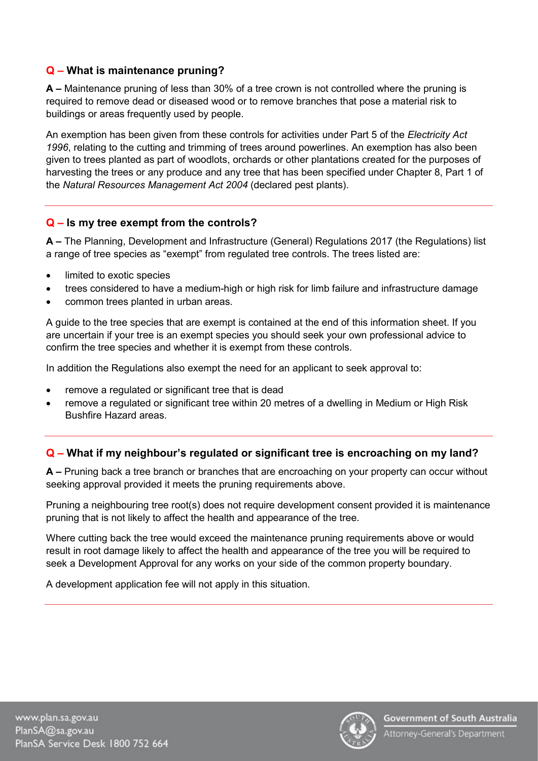### Q – What is maintenance pruning?

**A –** Maintenance pruning of less than 30% of a tree crown is not controlled where the pruning is required to remove dead or diseased wood or to remove branches that pose a material risk to buildings or areas frequently used by people.

An exemption has been given from these controls for activities under Part 5 of the *Electricity Act 1996*, relating to the cutting and trimming of trees around powerlines. An exemption has also been given to trees planted as part of woodlots, orchards or other plantations created for the purposes of harvesting the trees or any produce and any tree that has been specified under Chapter 8, Part 1 of the *Natural Resources Management Act 2004* (declared pest plants).

### Q – Is my tree exempt from the controls?

**A –** The Planning, Development and Infrastructure (General) Regulations 2017 (the Regulations) list a range of tree species as "exempt" from regulated tree controls. The trees listed are:

- limited to exotic species
- trees considered to have a medium-high or high risk for limb failure and infrastructure damage
- common trees planted in urban areas.

A guide to the tree species that are exempt is contained at the end of this information sheet. If you are uncertain if your tree is an exempt species you should seek your own professional advice to confirm the tree species and whether it is exempt from these controls.

In addition the Regulations also exempt the need for an applicant to seek approval to:

- remove a regulated or significant tree that is dead
- remove a regulated or significant tree within 20 metres of a dwelling in Medium or High Risk Bushfire Hazard areas.

### Q – What if my neighbour's regulated or significant tree is encroaching on my land?

**A –** Pruning back a tree branch or branches that are encroaching on your property can occur without seeking approval provided it meets the pruning requirements above.

Pruning a neighbouring tree root(s) does not require development consent provided it is maintenance pruning that is not likely to affect the health and appearance of the tree.

Where cutting back the tree would exceed the maintenance pruning requirements above or would result in root damage likely to affect the health and appearance of the tree you will be required to seek a Development Approval for any works on your side of the common property boundary.

A development application fee will not apply in this situation.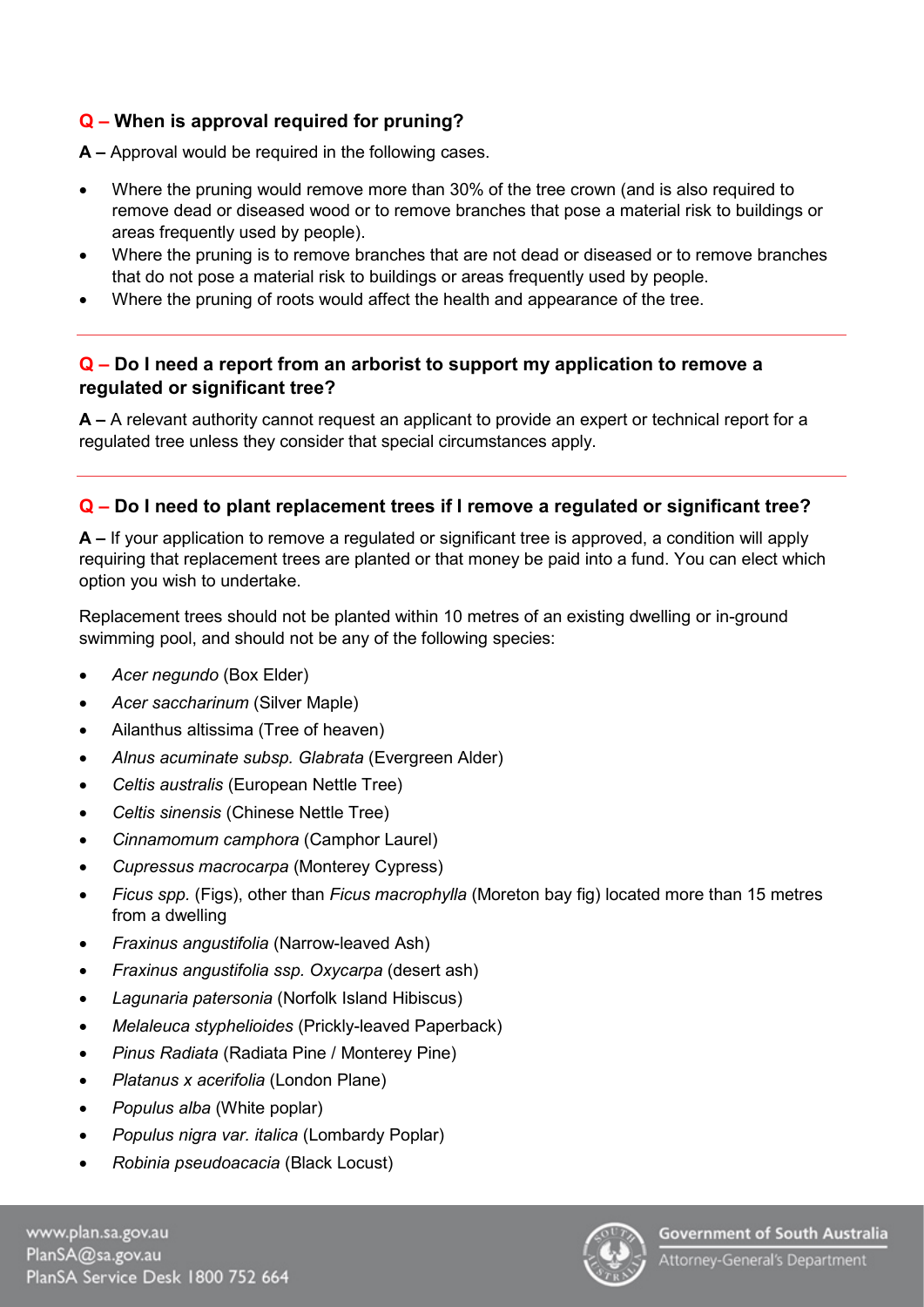**Q – When is approval required for pruning?**

**A –** Approval would be required in the following cases.

- Where the pruning would remove more than 30% of the tree crown (and is also required to remove dead or diseased wood or to remove branches that pose a material risk to buildings or areas frequently used by people).
- Where the pruning is to remove branches that are not dead or diseased or to remove branches that do not pose a material risk to buildings or areas frequently used by people.
- Where the pruning of roots would affect the health and appearance of the tree.

---

**Q – Do I need a report from an arborist to support my application to remove a regulated or significant tree?**

**A –** A relevant authority cannot request an applicant to provide an expert or technical report for a regulated tree unless they consider that special circumstances apply.

---

**Q – Do I need to plant replacement trees if I remove a regulated or significant tree?**

**A –** If your application to remove a regulated or significant tree is approved, a condition will apply requiring that replacement trees are planted or that money be paid into a fund. You can elect which option you wish to undertake.

Replacement trees should not be planted within 10 metres of an existing dwelling or in-ground swimming pool, and should not be any of the following species:

- *Acer negundo* (Box Elder)
- *Acer saccharinum* (Silver Maple)
- Ailanthus altissima (Tree of heaven)
- *Alnus acuminate subsp. Glabrata* (Evergreen Alder)
- *Celtis australis* (European Nettle Tree)
- *Celtis sinensis* (Chinese Nettle Tree)
- *Cinnamomum camphora* (Camphor Laurel)
- *Cupressus macrocarpa* (Monterey Cypress)
- *Ficus spp.* (Figs), other than *Ficus macrophylla* (Moreton bay fig) located more than 15 metres from a dwelling
- *Fraxinus angustifolia* (Narrow-leaved Ash)
- *Fraxinus angustifolia ssp. Oxycarpa* (desert ash)
- *Lagunaria patersonia* (Norfolk Island Hibiscus)
- *Melaleuca styphelioides* (Prickly-leaved Paperback)
- *Pinus Radiata* (Radiata Pine / Monterey Pine)
- *Platanus x acerifolia* (London Plane)
- *Populus alba* (White poplar)
- *Populus nigra var. italica* (Lombardy Poplar)
- *Robinia pseudoacacia* (Black Locust)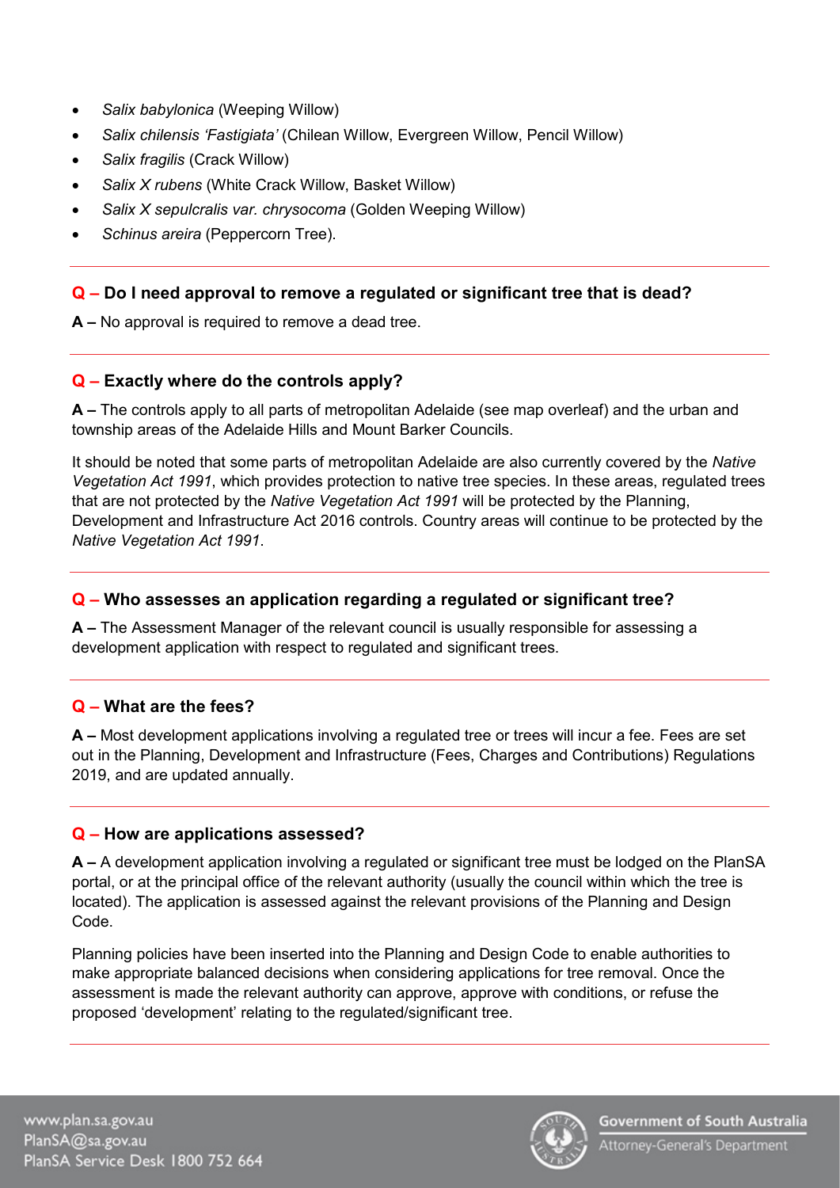- *Salix babylonica* (Weeping Willow)
- *Salix chilensis 'Fastigiata'* (Chilean Willow, Evergreen Willow, Pencil Willow)
- *Salix fragilis* (Crack Willow)
- *Salix X rubens* (White Crack Willow, Basket Willow)
- *Salix X sepulcralis var. chrysocoma* (Golden Weeping Willow)
- *Schinus areira* (Peppercorn Tree).

### Q – Do I need approval to remove a regulated or significant tree that is dead?

**A –** No approval is required to remove a dead tree.

### Q – Exactly where do the controls apply?

**A –** The controls apply to all parts of metropolitan Adelaide (see map overleaf) and the urban and township areas of the Adelaide Hills and Mount Barker Councils.

It should be noted that some parts of metropolitan Adelaide are also currently covered by the *Native Vegetation Act 1991*, which provides protection to native tree species. In these areas, regulated trees that are not protected by the *Native Vegetation Act 1991* will be protected by the Planning, Development and Infrastructure Act 2016 controls. Country areas will continue to be protected by the *Native Vegetation Act 1991*.

### Q – Who assesses an application regarding a regulated or significant tree?

**A –** The Assessment Manager of the relevant council is usually responsible for assessing a development application with respect to regulated and significant trees.

### Q – What are the fees?

**A –** Most development applications involving a regulated tree or trees will incur a fee. Fees are set out in the Planning, Development and Infrastructure (Fees, Charges and Contributions) Regulations 2019, and are updated annually.

### Q – How are applications assessed?

**A –** A development application involving a regulated or significant tree must be lodged on the PlanSA portal, or at the principal office of the relevant authority (usually the council within which the tree is located). The application is assessed against the relevant provisions of the Planning and Design Code.

Planning policies have been inserted into the Planning and Design Code to enable authorities to make appropriate balanced decisions when considering applications for tree removal. Once the assessment is made the relevant authority can approve, approve with conditions, or refuse the proposed 'development' relating to the regulated/significant tree.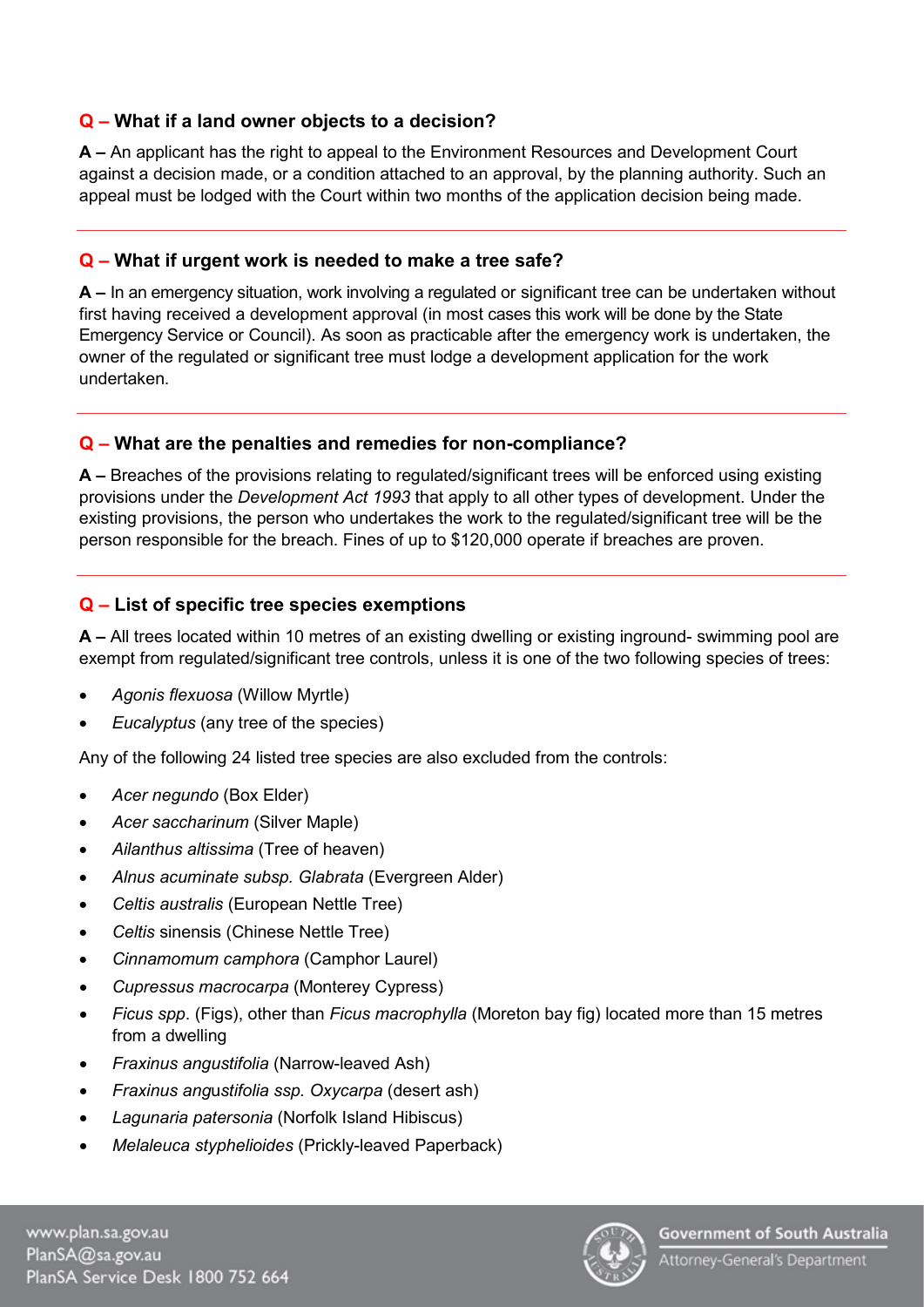### Q – What if a land owner objects to a decision?

**A –** An applicant has the right to appeal to the Environment Resources and Development Court against a decision made, or a condition attached to an approval, by the planning authority. Such an appeal must be lodged with the Court within two months of the application decision being made.

---

### Q – What if urgent work is needed to make a tree safe?

**A –** In an emergency situation, work involving a regulated or significant tree can be undertaken without first having received a development approval (in most cases this work will be done by the State Emergency Service or Council). As soon as practicable after the emergency work is undertaken, the owner of the regulated or significant tree must lodge a development application for the work undertaken.

---

### Q – What are the penalties and remedies for non-compliance?

**A –** Breaches of the provisions relating to regulated/significant trees will be enforced using existing provisions under the *Development Act 1993* that apply to all other types of development. Under the existing provisions, the person who undertakes the work to the regulated/significant tree will be the person responsible for the breach. Fines of up to $120,000 operate if breaches are proven.

---

### Q – List of specific tree species exemptions

**A –** All trees located within 10 metres of an existing dwelling or existing inground- swimming pool are exempt from regulated/significant tree controls, unless it is one of the two following species of trees:

- *Agonis flexuosa* (Willow Myrtle)
- *Eucalyptus* (any tree of the species)

Any of the following 24 listed tree species are also excluded from the controls:

- *Acer negundo* (Box Elder)
- *Acer saccharinum* (Silver Maple)
- *Ailanthus altissima* (Tree of heaven)
- *Alnus acuminate subsp. Glabrata* (Evergreen Alder)
- *Celtis australis* (European Nettle Tree)
- *Celtis* sinensis (Chinese Nettle Tree)
- *Cinnamomum camphora* (Camphor Laurel)
- *Cupressus macrocarpa* (Monterey Cypress)
- *Ficus spp*. (Figs), other than *Ficus macrophylla* (Moreton bay fig) located more than 15 metres from a dwelling
- *Fraxinus angustifolia* (Narrow-leaved Ash)
- *Fraxinus angustifolia ssp. Oxycarpa* (desert ash)
- *Lagunaria patersonia* (Norfolk Island Hibiscus)
- *Melaleuca styphelioides* (Prickly-leaved Paperback)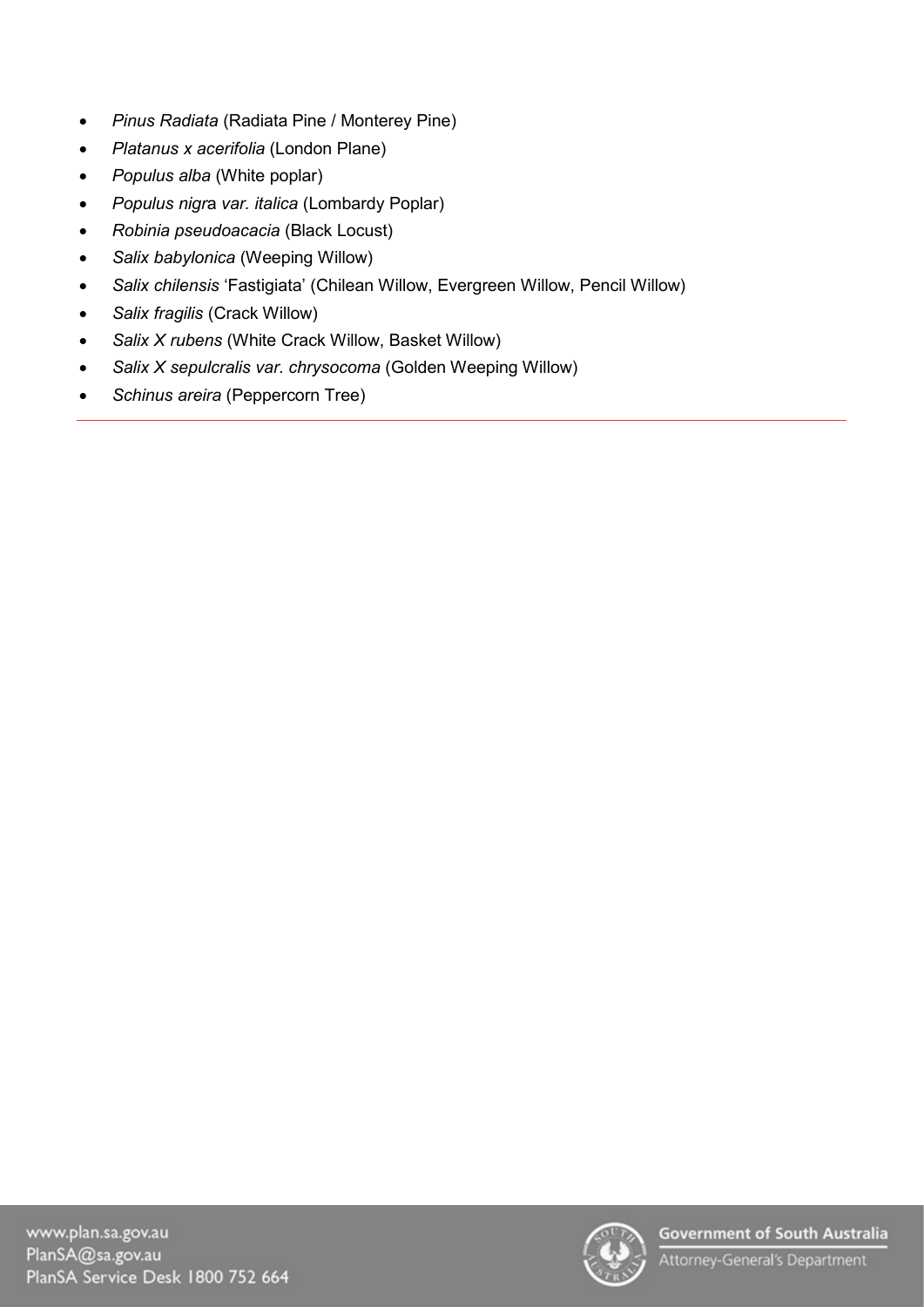- *Pinus Radiata* (Radiata Pine / Monterey Pine)
- *Platanus x acerifolia* (London Plane)
- *Populus alba* (White poplar)
- *Populus nigra var. italica* (Lombardy Poplar)
- *Robinia pseudoacacia* (Black Locust)
- *Salix babylonica* (Weeping Willow)
- *Salix chilensis* 'Fastigiata' (Chilean Willow, Evergreen Willow, Pencil Willow)
- *Salix fragilis* (Crack Willow)
- *Salix X rubens* (White Crack Willow, Basket Willow)
- *Salix X sepulcralis var. chrysocoma* (Golden Weeping Willow)
- *Schinus areira* (Peppercorn Tree)

---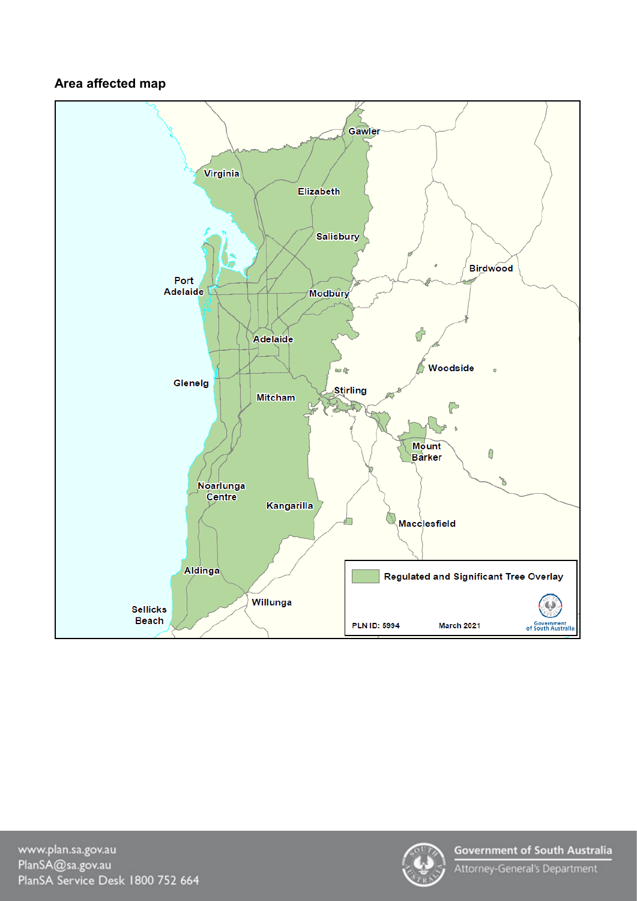## Area affected map

Gawler
Virginia
Elizabeth
Salisbury
Birdwood
Port Adelaide
Modbury
Adelaide
Woodside
Glenelg
Stirling
Mitcham
Mount Barker
Noarlunga Centre
Kangarilla
Macclesfield
Aldinga
Willunga
Sellicks Beach

Regulated and Significant Tree Overlay

PLN ID: 5994

March 2021

Government of South Australia

www.plan.sa.gov.au
PlanSA@sa.gov.au
PlanSA Service Desk 1800 752 664

Government of South Australia
Attorney-General's Department